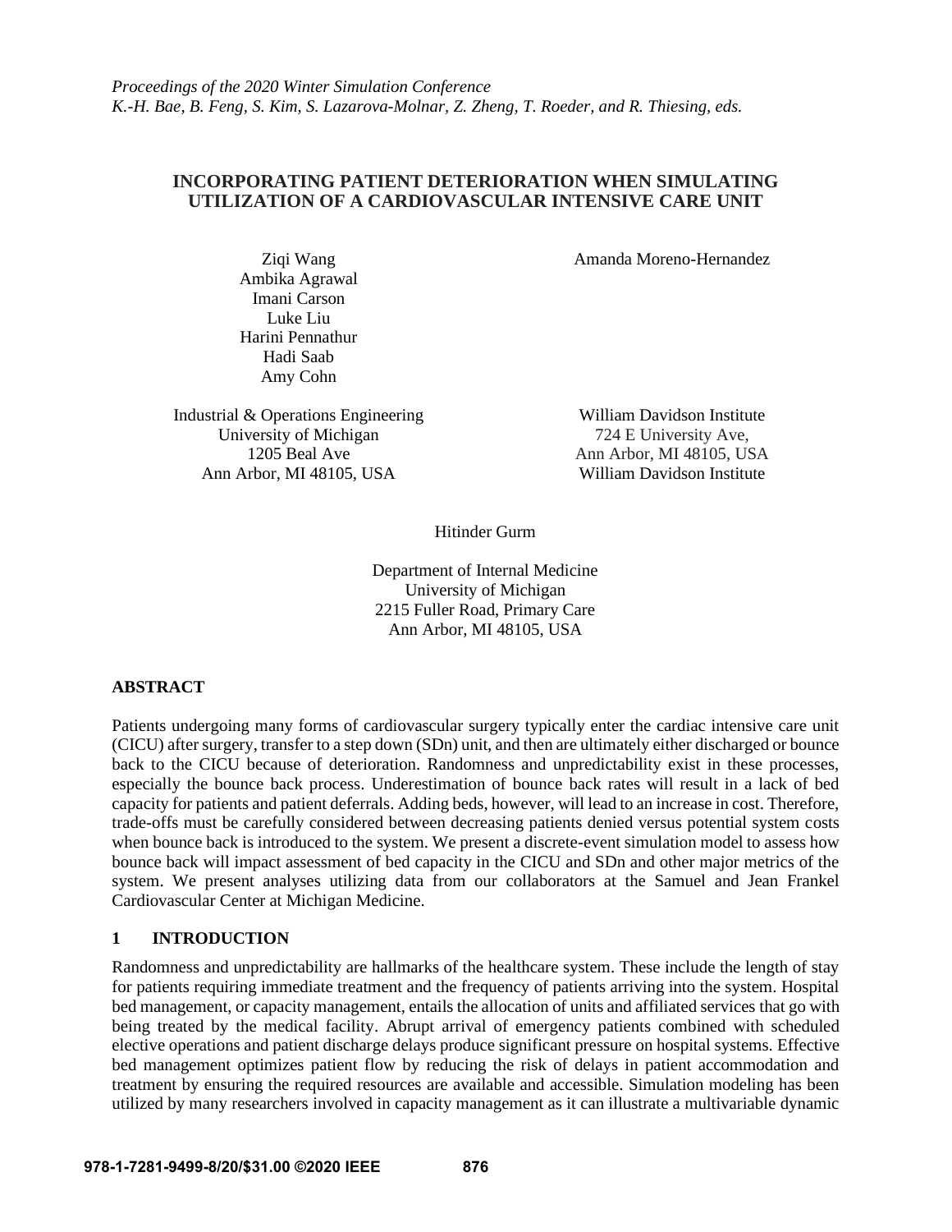*Proceedings of the 2020 Winter Simulation Conference*
*K.-H. Bae, B. Feng, S. Kim, S. Lazarova-Molnar, Z. Zheng, T. Roeder, and R. Thiesing, eds.*

# INCORPORATING PATIENT DETERIORATION WHEN SIMULATING UTILIZATION OF A CARDIOVASCULAR INTENSIVE CARE UNIT

Ziqi Wang
Ambika Agrawal
Imani Carson
Luke Liu
Harini Pennathur
Hadi Saab
Amy Cohn

Industrial & Operations Engineering
University of Michigan
1205 Beal Ave
Ann Arbor, MI 48105, USA

Amanda Moreno-Hernandez

William Davidson Institute
724 E University Ave,
Ann Arbor, MI 48105, USA
William Davidson Institute

Hitinder Gurm

Department of Internal Medicine
University of Michigan
2215 Fuller Road, Primary Care
Ann Arbor, MI 48105, USA

## ABSTRACT

Patients undergoing many forms of cardiovascular surgery typically enter the cardiac intensive care unit (CICU) after surgery, transfer to a step down (SDn) unit, and then are ultimately either discharged or bounce back to the CICU because of deterioration. Randomness and unpredictability exist in these processes, especially the bounce back process. Underestimation of bounce back rates will result in a lack of bed capacity for patients and patient deferrals. Adding beds, however, will lead to an increase in cost. Therefore, trade-offs must be carefully considered between decreasing patients denied versus potential system costs when bounce back is introduced to the system. We present a discrete-event simulation model to assess how bounce back will impact assessment of bed capacity in the CICU and SDn and other major metrics of the system. We present analyses utilizing data from our collaborators at the Samuel and Jean Frankel Cardiovascular Center at Michigan Medicine.

## 1 INTRODUCTION

Randomness and unpredictability are hallmarks of the healthcare system. These include the length of stay for patients requiring immediate treatment and the frequency of patients arriving into the system. Hospital bed management, or capacity management, entails the allocation of units and affiliated services that go with being treated by the medical facility. Abrupt arrival of emergency patients combined with scheduled elective operations and patient discharge delays produce significant pressure on hospital systems. Effective bed management optimizes patient flow by reducing the risk of delays in patient accommodation and treatment by ensuring the required resources are available and accessible. Simulation modeling has been utilized by many researchers involved in capacity management as it can illustrate a multivariable dynamic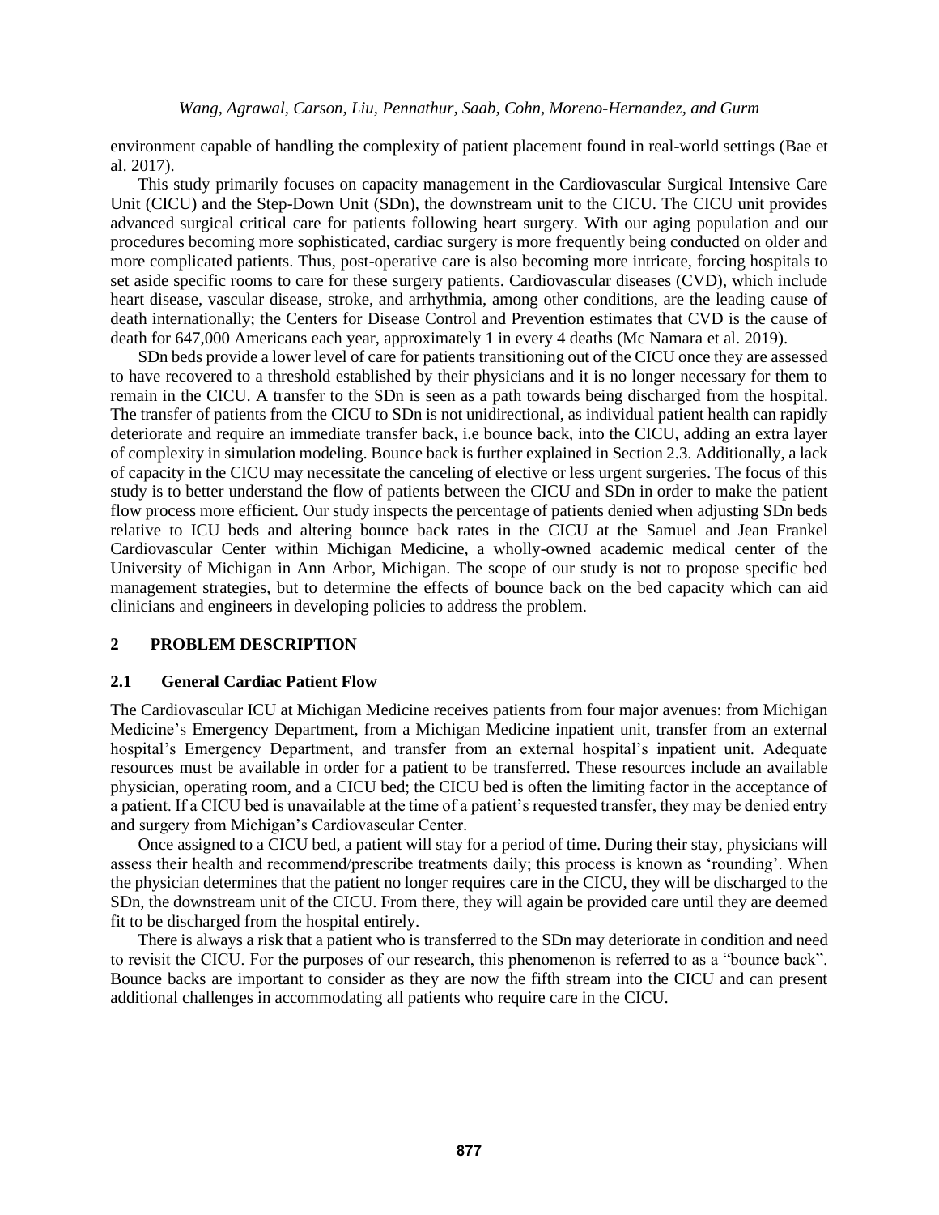environment capable of handling the complexity of patient placement found in real-world settings (Bae et al. 2017).

This study primarily focuses on capacity management in the Cardiovascular Surgical Intensive Care Unit (CICU) and the Step-Down Unit (SDn), the downstream unit to the CICU. The CICU unit provides advanced surgical critical care for patients following heart surgery. With our aging population and our procedures becoming more sophisticated, cardiac surgery is more frequently being conducted on older and more complicated patients. Thus, post-operative care is also becoming more intricate, forcing hospitals to set aside specific rooms to care for these surgery patients. Cardiovascular diseases (CVD), which include heart disease, vascular disease, stroke, and arrhythmia, among other conditions, are the leading cause of death internationally; the Centers for Disease Control and Prevention estimates that CVD is the cause of death for 647,000 Americans each year, approximately 1 in every 4 deaths (Mc Namara et al. 2019).

SDn beds provide a lower level of care for patients transitioning out of the CICU once they are assessed to have recovered to a threshold established by their physicians and it is no longer necessary for them to remain in the CICU. A transfer to the SDn is seen as a path towards being discharged from the hospital. The transfer of patients from the CICU to SDn is not unidirectional, as individual patient health can rapidly deteriorate and require an immediate transfer back, i.e bounce back, into the CICU, adding an extra layer of complexity in simulation modeling. Bounce back is further explained in Section 2.3. Additionally, a lack of capacity in the CICU may necessitate the canceling of elective or less urgent surgeries. The focus of this study is to better understand the flow of patients between the CICU and SDn in order to make the patient flow process more efficient. Our study inspects the percentage of patients denied when adjusting SDn beds relative to ICU beds and altering bounce back rates in the CICU at the Samuel and Jean Frankel Cardiovascular Center within Michigan Medicine, a wholly-owned academic medical center of the University of Michigan in Ann Arbor, Michigan. The scope of our study is not to propose specific bed management strategies, but to determine the effects of bounce back on the bed capacity which can aid clinicians and engineers in developing policies to address the problem.

# 2 PROBLEM DESCRIPTION

## 2.1 General Cardiac Patient Flow

The Cardiovascular ICU at Michigan Medicine receives patients from four major avenues: from Michigan Medicine's Emergency Department, from a Michigan Medicine inpatient unit, transfer from an external hospital's Emergency Department, and transfer from an external hospital's inpatient unit. Adequate resources must be available in order for a patient to be transferred. These resources include an available physician, operating room, and a CICU bed; the CICU bed is often the limiting factor in the acceptance of a patient. If a CICU bed is unavailable at the time of a patient's requested transfer, they may be denied entry and surgery from Michigan's Cardiovascular Center.

Once assigned to a CICU bed, a patient will stay for a period of time. During their stay, physicians will assess their health and recommend/prescribe treatments daily; this process is known as 'rounding'. When the physician determines that the patient no longer requires care in the CICU, they will be discharged to the SDn, the downstream unit of the CICU. From there, they will again be provided care until they are deemed fit to be discharged from the hospital entirely.

There is always a risk that a patient who is transferred to the SDn may deteriorate in condition and need to revisit the CICU. For the purposes of our research, this phenomenon is referred to as a "bounce back". Bounce backs are important to consider as they are now the fifth stream into the CICU and can present additional challenges in accommodating all patients who require care in the CICU.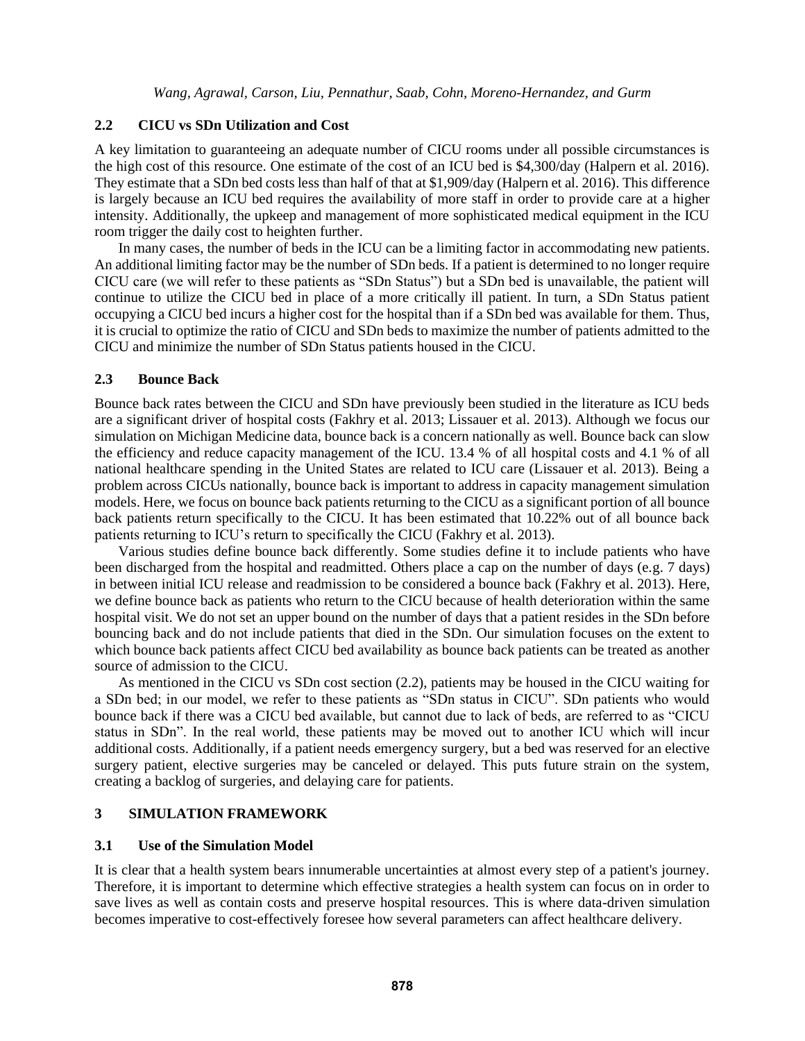## 2.2 CICU vs SDn Utilization and Cost

A key limitation to guaranteeing an adequate number of CICU rooms under all possible circumstances is the high cost of this resource. One estimate of the cost of an ICU bed is $4,300/day (Halpern et al. 2016). They estimate that a SDn bed costs less than half of that at $1,909/day (Halpern et al. 2016). This difference is largely because an ICU bed requires the availability of more staff in order to provide care at a higher intensity. Additionally, the upkeep and management of more sophisticated medical equipment in the ICU room trigger the daily cost to heighten further.

In many cases, the number of beds in the ICU can be a limiting factor in accommodating new patients. An additional limiting factor may be the number of SDn beds. If a patient is determined to no longer require CICU care (we will refer to these patients as "SDn Status") but a SDn bed is unavailable, the patient will continue to utilize the CICU bed in place of a more critically ill patient. In turn, a SDn Status patient occupying a CICU bed incurs a higher cost for the hospital than if a SDn bed was available for them. Thus, it is crucial to optimize the ratio of CICU and SDn beds to maximize the number of patients admitted to the CICU and minimize the number of SDn Status patients housed in the CICU.

## 2.3 Bounce Back

Bounce back rates between the CICU and SDn have previously been studied in the literature as ICU beds are a significant driver of hospital costs (Fakhry et al. 2013; Lissauer et al. 2013). Although we focus our simulation on Michigan Medicine data, bounce back is a concern nationally as well. Bounce back can slow the efficiency and reduce capacity management of the ICU. 13.4 % of all hospital costs and 4.1 % of all national healthcare spending in the United States are related to ICU care (Lissauer et al. 2013). Being a problem across CICUs nationally, bounce back is important to address in capacity management simulation models. Here, we focus on bounce back patients returning to the CICU as a significant portion of all bounce back patients return specifically to the CICU. It has been estimated that 10.22% out of all bounce back patients returning to ICU's return to specifically the CICU (Fakhry et al. 2013).

Various studies define bounce back differently. Some studies define it to include patients who have been discharged from the hospital and readmitted. Others place a cap on the number of days (e.g. 7 days) in between initial ICU release and readmission to be considered a bounce back (Fakhry et al. 2013). Here, we define bounce back as patients who return to the CICU because of health deterioration within the same hospital visit. We do not set an upper bound on the number of days that a patient resides in the SDn before bouncing back and do not include patients that died in the SDn. Our simulation focuses on the extent to which bounce back patients affect CICU bed availability as bounce back patients can be treated as another source of admission to the CICU.

As mentioned in the CICU vs SDn cost section (2.2), patients may be housed in the CICU waiting for a SDn bed; in our model, we refer to these patients as "SDn status in CICU". SDn patients who would bounce back if there was a CICU bed available, but cannot due to lack of beds, are referred to as "CICU status in SDn". In the real world, these patients may be moved out to another ICU which will incur additional costs. Additionally, if a patient needs emergency surgery, but a bed was reserved for an elective surgery patient, elective surgeries may be canceled or delayed. This puts future strain on the system, creating a backlog of surgeries, and delaying care for patients.

# 3 SIMULATION FRAMEWORK

## 3.1 Use of the Simulation Model

It is clear that a health system bears innumerable uncertainties at almost every step of a patient's journey. Therefore, it is important to determine which effective strategies a health system can focus on in order to save lives as well as contain costs and preserve hospital resources. This is where data-driven simulation becomes imperative to cost-effectively foresee how several parameters can affect healthcare delivery.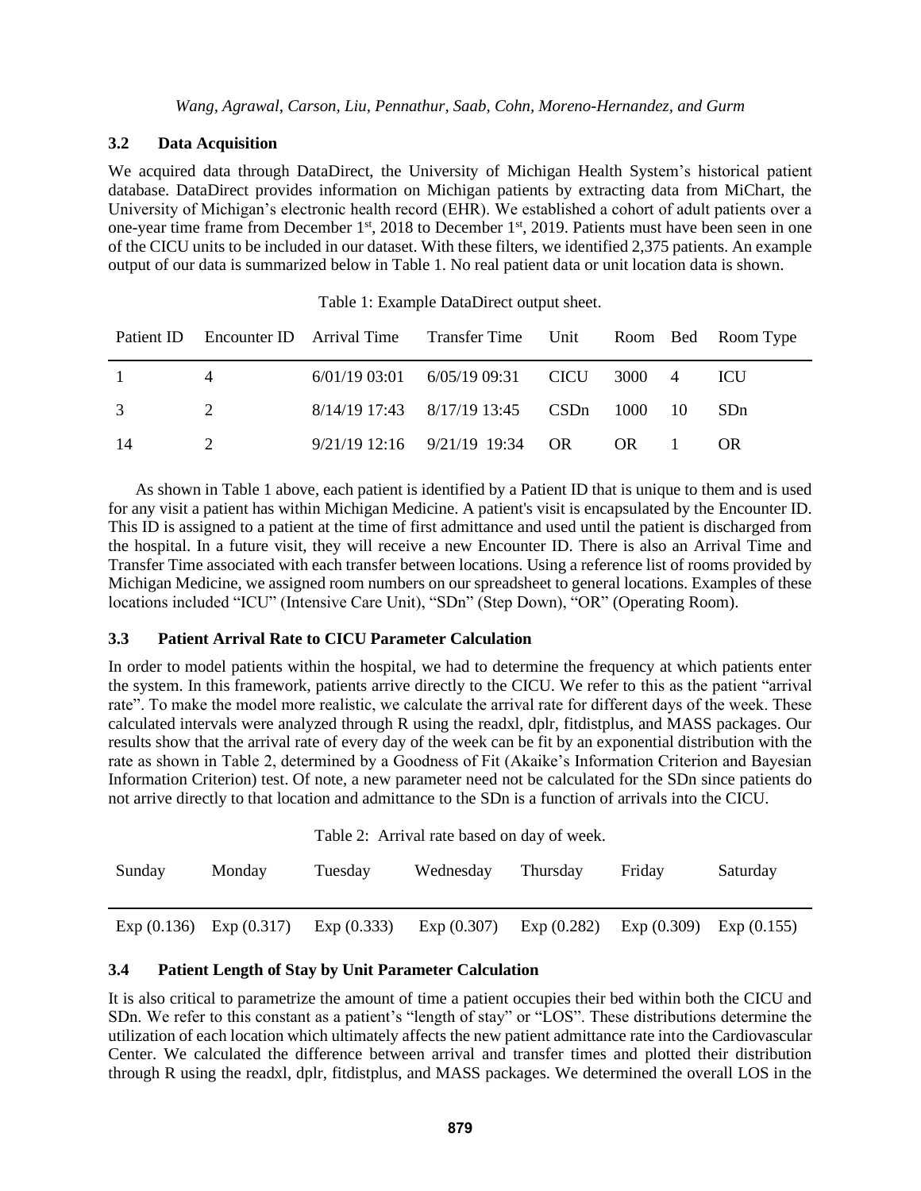### 3.2 Data Acquisition

We acquired data through DataDirect, the University of Michigan Health System's historical patient database. DataDirect provides information on Michigan patients by extracting data from MiChart, the University of Michigan's electronic health record (EHR). We established a cohort of adult patients over a one-year time frame from December 1st, 2018 to December 1st, 2019. Patients must have been seen in one of the CICU units to be included in our dataset. With these filters, we identified 2,375 patients. An example output of our data is summarized below in Table 1. No real patient data or unit location data is shown.

Table 1: Example DataDirect output sheet.

| Patient ID | Encounter ID | Arrival Time | Transfer Time | Unit | Room | Bed | Room Type |
|---|---|---|---|---|---|---|---|
| 1 | 4 | 6/01/19 03:01 | 6/05/19 09:31 | CICU | 3000 | 4 | ICU |
| 3 | 2 | 8/14/19 17:43 | 8/17/19 13:45 | CSDn | 1000 | 10 | SDn |
| 14 | 2 | 9/21/19 12:16 | 9/21/19 19:34 | OR | OR | 1 | OR |

As shown in Table 1 above, each patient is identified by a Patient ID that is unique to them and is used for any visit a patient has within Michigan Medicine. A patient's visit is encapsulated by the Encounter ID. This ID is assigned to a patient at the time of first admittance and used until the patient is discharged from the hospital. In a future visit, they will receive a new Encounter ID. There is also an Arrival Time and Transfer Time associated with each transfer between locations. Using a reference list of rooms provided by Michigan Medicine, we assigned room numbers on our spreadsheet to general locations. Examples of these locations included "ICU" (Intensive Care Unit), "SDn" (Step Down), "OR" (Operating Room).

### 3.3 Patient Arrival Rate to CICU Parameter Calculation

In order to model patients within the hospital, we had to determine the frequency at which patients enter the system. In this framework, patients arrive directly to the CICU. We refer to this as the patient "arrival rate". To make the model more realistic, we calculate the arrival rate for different days of the week. These calculated intervals were analyzed through R using the readxl, dplr, fitdistplus, and MASS packages. Our results show that the arrival rate of every day of the week can be fit by an exponential distribution with the rate as shown in Table 2, determined by a Goodness of Fit (Akaike's Information Criterion and Bayesian Information Criterion) test. Of note, a new parameter need not be calculated for the SDn since patients do not arrive directly to that location and admittance to the SDn is a function of arrivals into the CICU.

Table 2: Arrival rate based on day of week.

| Sunday | Monday | Tuesday | Wednesday | Thursday | Friday | Saturday |
|---|---|---|---|---|---|---|
| Exp (0.136) | Exp (0.317) | Exp (0.333) | Exp (0.307) | Exp (0.282) | Exp (0.309) | Exp (0.155) |

### 3.4 Patient Length of Stay by Unit Parameter Calculation

It is also critical to parametrize the amount of time a patient occupies their bed within both the CICU and SDn. We refer to this constant as a patient's "length of stay" or "LOS". These distributions determine the utilization of each location which ultimately affects the new patient admittance rate into the Cardiovascular Center. We calculated the difference between arrival and transfer times and plotted their distribution through R using the readxl, dplr, fitdistplus, and MASS packages. We determined the overall LOS in the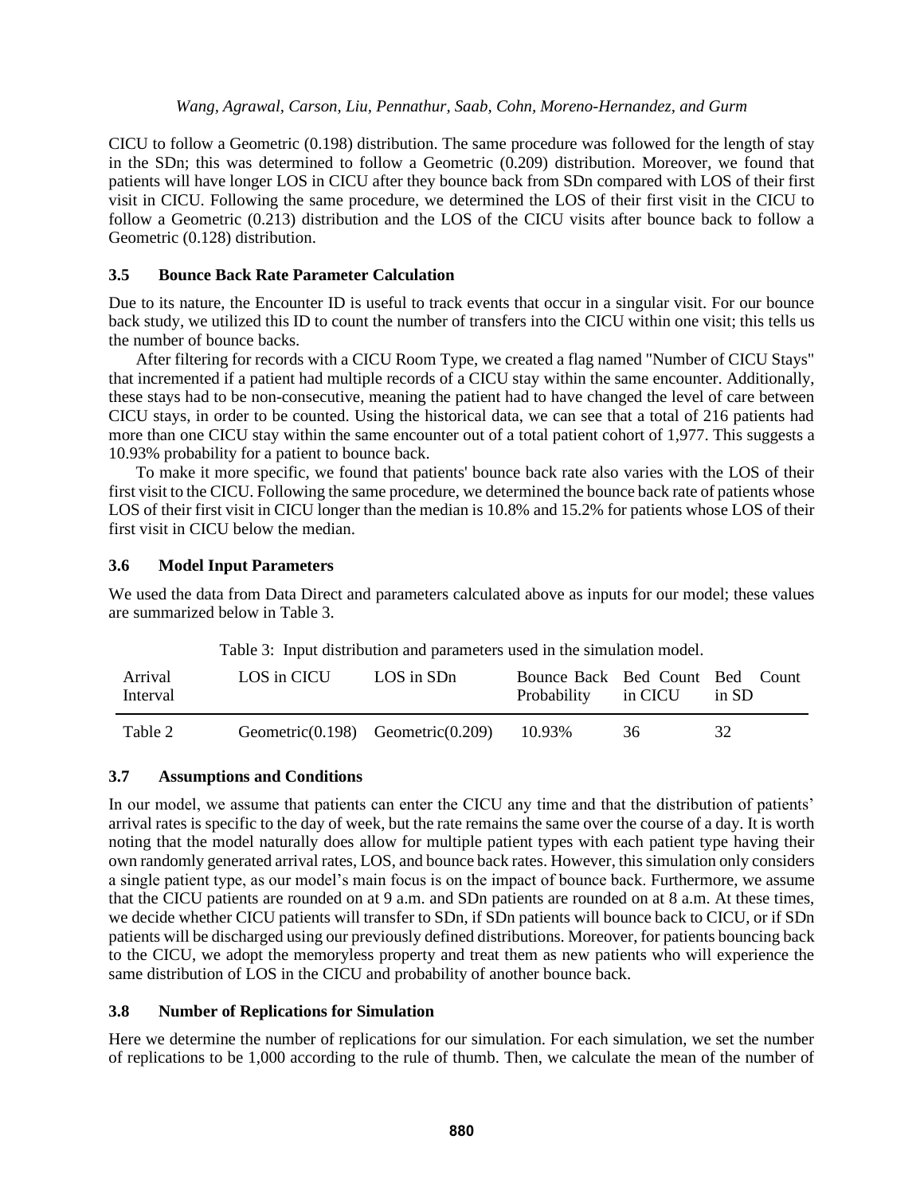CICU to follow a Geometric (0.198) distribution. The same procedure was followed for the length of stay in the SDn; this was determined to follow a Geometric (0.209) distribution. Moreover, we found that patients will have longer LOS in CICU after they bounce back from SDn compared with LOS of their first visit in CICU. Following the same procedure, we determined the LOS of their first visit in the CICU to follow a Geometric (0.213) distribution and the LOS of the CICU visits after bounce back to follow a Geometric (0.128) distribution.

### 3.5 Bounce Back Rate Parameter Calculation

Due to its nature, the Encounter ID is useful to track events that occur in a singular visit. For our bounce back study, we utilized this ID to count the number of transfers into the CICU within one visit; this tells us the number of bounce backs.

After filtering for records with a CICU Room Type, we created a flag named "Number of CICU Stays" that incremented if a patient had multiple records of a CICU stay within the same encounter. Additionally, these stays had to be non-consecutive, meaning the patient had to have changed the level of care between CICU stays, in order to be counted. Using the historical data, we can see that a total of 216 patients had more than one CICU stay within the same encounter out of a total patient cohort of 1,977. This suggests a 10.93% probability for a patient to bounce back.

To make it more specific, we found that patients' bounce back rate also varies with the LOS of their first visit to the CICU. Following the same procedure, we determined the bounce back rate of patients whose LOS of their first visit in CICU longer than the median is 10.8% and 15.2% for patients whose LOS of their first visit in CICU below the median.

### 3.6 Model Input Parameters

We used the data from Data Direct and parameters calculated above as inputs for our model; these values are summarized below in Table 3.

Table 3: Input distribution and parameters used in the simulation model.

| Arrival Interval | LOS in CICU | LOS in SDn | Bounce Back Probability | Bed Count in CICU | Bed Count in SD |
|---|---|---|---|---|---|
| Table 2 | Geometric(0.198) | Geometric(0.209) | 10.93% | 36 | 32 |

### 3.7 Assumptions and Conditions

In our model, we assume that patients can enter the CICU any time and that the distribution of patients' arrival rates is specific to the day of week, but the rate remains the same over the course of a day. It is worth noting that the model naturally does allow for multiple patient types with each patient type having their own randomly generated arrival rates, LOS, and bounce back rates. However, this simulation only considers a single patient type, as our model's main focus is on the impact of bounce back. Furthermore, we assume that the CICU patients are rounded on at 9 a.m. and SDn patients are rounded on at 8 a.m. At these times, we decide whether CICU patients will transfer to SDn, if SDn patients will bounce back to CICU, or if SDn patients will be discharged using our previously defined distributions. Moreover, for patients bouncing back to the CICU, we adopt the memoryless property and treat them as new patients who will experience the same distribution of LOS in the CICU and probability of another bounce back.

### 3.8 Number of Replications for Simulation

Here we determine the number of replications for our simulation. For each simulation, we set the number of replications to be 1,000 according to the rule of thumb. Then, we calculate the mean of the number of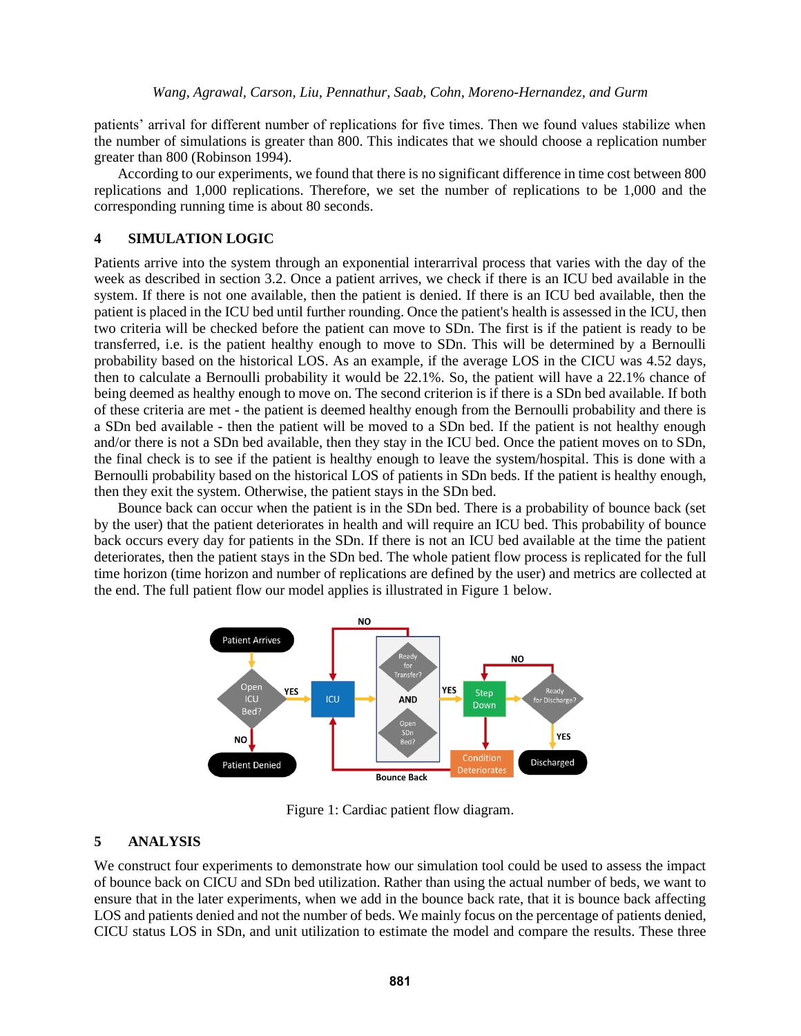patients' arrival for different number of replications for five times. Then we found values stabilize when the number of simulations is greater than 800. This indicates that we should choose a replication number greater than 800 (Robinson 1994).

According to our experiments, we found that there is no significant difference in time cost between 800 replications and 1,000 replications. Therefore, we set the number of replications to be 1,000 and the corresponding running time is about 80 seconds.

## 4 SIMULATION LOGIC

Patients arrive into the system through an exponential interarrival process that varies with the day of the week as described in section 3.2. Once a patient arrives, we check if there is an ICU bed available in the system. If there is not one available, then the patient is denied. If there is an ICU bed available, then the patient is placed in the ICU bed until further rounding. Once the patient's health is assessed in the ICU, then two criteria will be checked before the patient can move to SDn. The first is if the patient is ready to be transferred, i.e. is the patient healthy enough to move to SDn. This will be determined by a Bernoulli probability based on the historical LOS. As an example, if the average LOS in the CICU was 4.52 days, then to calculate a Bernoulli probability it would be 22.1%. So, the patient will have a 22.1% chance of being deemed as healthy enough to move on. The second criterion is if there is a SDn bed available. If both of these criteria are met - the patient is deemed healthy enough from the Bernoulli probability and there is a SDn bed available - then the patient will be moved to a SDn bed. If the patient is not healthy enough and/or there is not a SDn bed available, then they stay in the ICU bed. Once the patient moves on to SDn, the final check is to see if the patient is healthy enough to leave the system/hospital. This is done with a Bernoulli probability based on the historical LOS of patients in SDn beds. If the patient is healthy enough, then they exit the system. Otherwise, the patient stays in the SDn bed.

Bounce back can occur when the patient is in the SDn bed. There is a probability of bounce back (set by the user) that the patient deteriorates in health and will require an ICU bed. This probability of bounce back occurs every day for patients in the SDn. If there is not an ICU bed available at the time the patient deteriorates, then the patient stays in the SDn bed. The whole patient flow process is replicated for the full time horizon (time horizon and number of replications are defined by the user) and metrics are collected at the end. The full patient flow our model applies is illustrated in Figure 1 below.

Figure 1: Cardiac patient flow diagram.

## 5 ANALYSIS

We construct four experiments to demonstrate how our simulation tool could be used to assess the impact of bounce back on CICU and SDn bed utilization. Rather than using the actual number of beds, we want to ensure that in the later experiments, when we add in the bounce back rate, that it is bounce back affecting LOS and patients denied and not the number of beds. We mainly focus on the percentage of patients denied, CICU status LOS in SDn, and unit utilization to estimate the model and compare the results. These three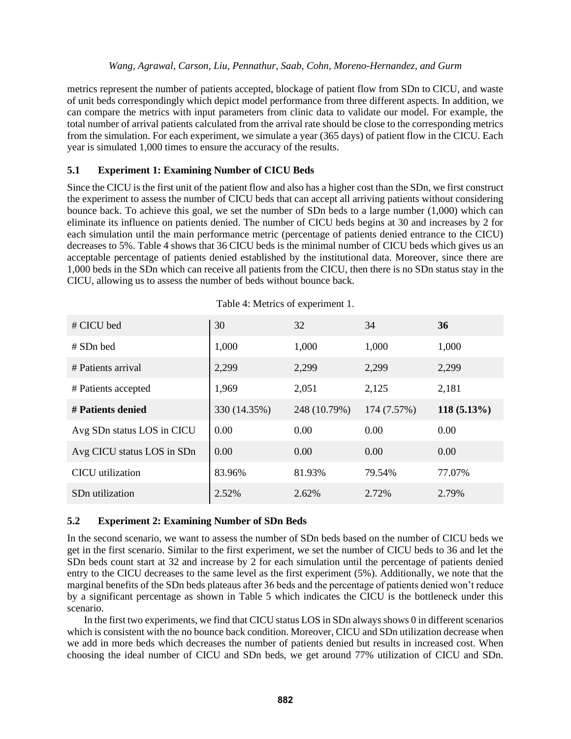metrics represent the number of patients accepted, blockage of patient flow from SDn to CICU, and waste of unit beds correspondingly which depict model performance from three different aspects. In addition, we can compare the metrics with input parameters from clinic data to validate our model. For example, the total number of arrival patients calculated from the arrival rate should be close to the corresponding metrics from the simulation. For each experiment, we simulate a year (365 days) of patient flow in the CICU. Each year is simulated 1,000 times to ensure the accuracy of the results.

### 5.1 Experiment 1: Examining Number of CICU Beds

Since the CICU is the first unit of the patient flow and also has a higher cost than the SDn, we first construct the experiment to assess the number of CICU beds that can accept all arriving patients without considering bounce back. To achieve this goal, we set the number of SDn beds to a large number (1,000) which can eliminate its influence on patients denied. The number of CICU beds begins at 30 and increases by 2 for each simulation until the main performance metric (percentage of patients denied entrance to the CICU) decreases to 5%. Table 4 shows that 36 CICU beds is the minimal number of CICU beds which gives us an acceptable percentage of patients denied established by the institutional data. Moreover, since there are 1,000 beds in the SDn which can receive all patients from the CICU, then there is no SDn status stay in the CICU, allowing us to assess the number of beds without bounce back.

Table 4: Metrics of experiment 1.

| # CICU bed | 30 | 32 | 34 | **36** |
|---|---|---|---|---|
| # SDn bed | 1,000 | 1,000 | 1,000 | 1,000 |
| # Patients arrival | 2,299 | 2,299 | 2,299 | 2,299 |
| # Patients accepted | 1,969 | 2,051 | 2,125 | 2,181 |
| **# Patients denied** | 330 (14.35%) | 248 (10.79%) | 174 (7.57%) | **118 (5.13%)** |
| Avg SDn status LOS in CICU | 0.00 | 0.00 | 0.00 | 0.00 |
| Avg CICU status LOS in SDn | 0.00 | 0.00 | 0.00 | 0.00 |
| CICU utilization | 83.96% | 81.93% | 79.54% | 77.07% |
| SDn utilization | 2.52% | 2.62% | 2.72% | 2.79% |

### 5.2 Experiment 2: Examining Number of SDn Beds

In the second scenario, we want to assess the number of SDn beds based on the number of CICU beds we get in the first scenario. Similar to the first experiment, we set the number of CICU beds to 36 and let the SDn beds count start at 32 and increase by 2 for each simulation until the percentage of patients denied entry to the CICU decreases to the same level as the first experiment (5%). Additionally, we note that the marginal benefits of the SDn beds plateaus after 36 beds and the percentage of patients denied won't reduce by a significant percentage as shown in Table 5 which indicates the CICU is the bottleneck under this scenario.

In the first two experiments, we find that CICU status LOS in SDn always shows 0 in different scenarios which is consistent with the no bounce back condition. Moreover, CICU and SDn utilization decrease when we add in more beds which decreases the number of patients denied but results in increased cost. When choosing the ideal number of CICU and SDn beds, we get around 77% utilization of CICU and SDn.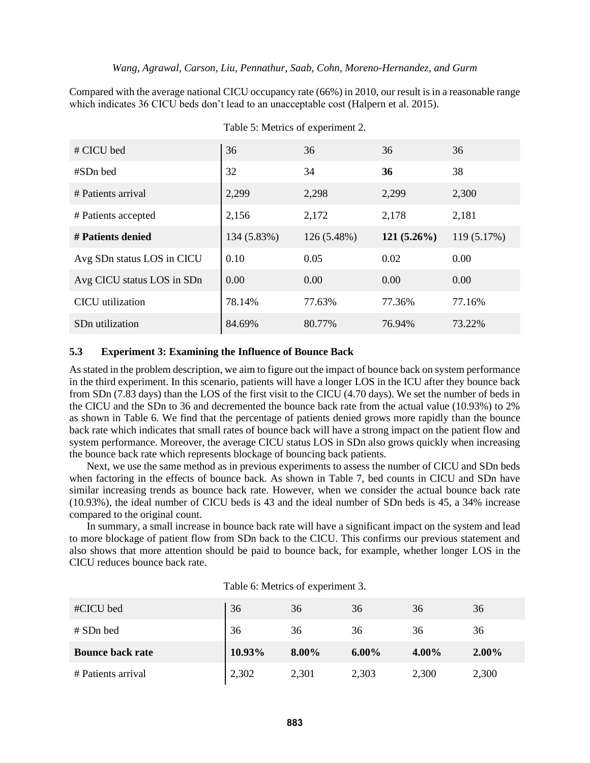Compared with the average national CICU occupancy rate (66%) in 2010, our result is in a reasonable range which indicates 36 CICU beds don't lead to an unacceptable cost (Halpern et al. 2015).

Table 5: Metrics of experiment 2.

| # CICU bed | 36 | 36 | 36 | 36 |
|---|---|---|---|---|
| #SDn bed | 32 | 34 | **36** | 38 |
| # Patients arrival | 2,299 | 2,298 | 2,299 | 2,300 |
| # Patients accepted | 2,156 | 2,172 | 2,178 | 2,181 |
| **# Patients denied** | 134 (5.83%) | 126 (5.48%) | **121 (5.26%)** | 119 (5.17%) |
| Avg SDn status LOS in CICU | 0.10 | 0.05 | 0.02 | 0.00 |
| Avg CICU status LOS in SDn | 0.00 | 0.00 | 0.00 | 0.00 |
| CICU utilization | 78.14% | 77.63% | 77.36% | 77.16% |
| SDn utilization | 84.69% | 80.77% | 76.94% | 73.22% |

### 5.3 Experiment 3: Examining the Influence of Bounce Back

As stated in the problem description, we aim to figure out the impact of bounce back on system performance in the third experiment. In this scenario, patients will have a longer LOS in the ICU after they bounce back from SDn (7.83 days) than the LOS of the first visit to the CICU (4.70 days). We set the number of beds in the CICU and the SDn to 36 and decremented the bounce back rate from the actual value (10.93%) to 2% as shown in Table 6. We find that the percentage of patients denied grows more rapidly than the bounce back rate which indicates that small rates of bounce back will have a strong impact on the patient flow and system performance. Moreover, the average CICU status LOS in SDn also grows quickly when increasing the bounce back rate which represents blockage of bouncing back patients.

Next, we use the same method as in previous experiments to assess the number of CICU and SDn beds when factoring in the effects of bounce back. As shown in Table 7, bed counts in CICU and SDn have similar increasing trends as bounce back rate. However, when we consider the actual bounce back rate (10.93%), the ideal number of CICU beds is 43 and the ideal number of SDn beds is 45, a 34% increase compared to the original count.

In summary, a small increase in bounce back rate will have a significant impact on the system and lead to more blockage of patient flow from SDn back to the CICU. This confirms our previous statement and also shows that more attention should be paid to bounce back, for example, whether longer LOS in the CICU reduces bounce back rate.

Table 6: Metrics of experiment 3.

| #CICU bed | 36 | 36 | 36 | 36 | 36 |
|---|---|---|---|---|---|
| # SDn bed | 36 | 36 | 36 | 36 | 36 |
| **Bounce back rate** | **10.93%** | **8.00%** | **6.00%** | **4.00%** | **2.00%** |
| # Patients arrival | 2,302 | 2,301 | 2,303 | 2,300 | 2,300 |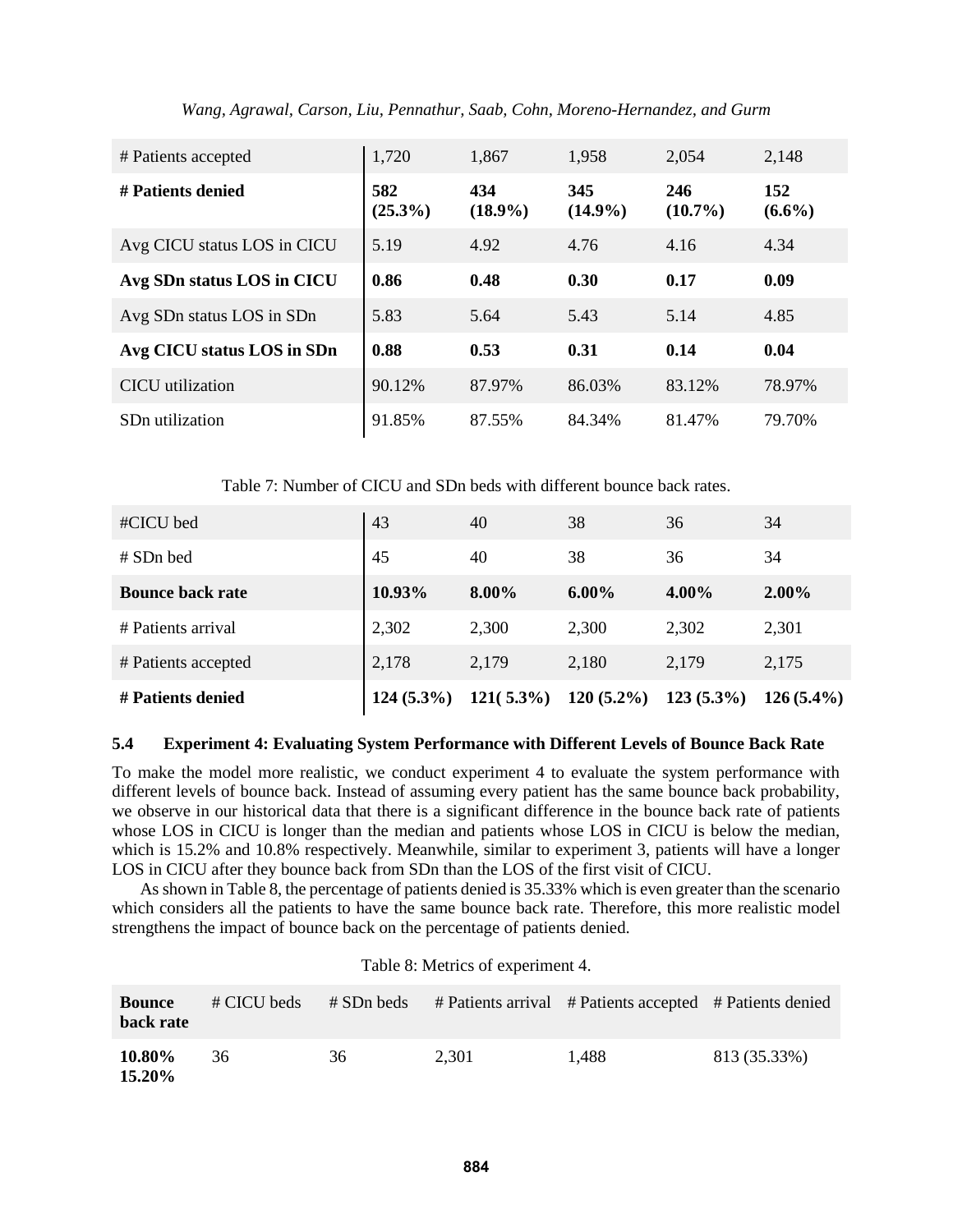| # Patients accepted | 1,720 | 1,867 | 1,958 | 2,054 | 2,148 |
|---|---|---|---|---|---|
| **# Patients denied** | **582 (25.3%)** | **434 (18.9%)** | **345 (14.9%)** | **246 (10.7%)** | **152 (6.6%)** |
| Avg CICU status LOS in CICU | 5.19 | 4.92 | 4.76 | 4.16 | 4.34 |
| **Avg SDn status LOS in CICU** | **0.86** | **0.48** | **0.30** | **0.17** | **0.09** |
| Avg SDn status LOS in SDn | 5.83 | 5.64 | 5.43 | 5.14 | 4.85 |
| **Avg CICU status LOS in SDn** | **0.88** | **0.53** | **0.31** | **0.14** | **0.04** |
| CICU utilization | 90.12% | 87.97% | 86.03% | 83.12% | 78.97% |
| SDn utilization | 91.85% | 87.55% | 84.34% | 81.47% | 79.70% |

Table 7: Number of CICU and SDn beds with different bounce back rates.

| #CICU bed | 43 | 40 | 38 | 36 | 34 |
|---|---|---|---|---|---|
| # SDn bed | 45 | 40 | 38 | 36 | 34 |
| **Bounce back rate** | **10.93%** | **8.00%** | **6.00%** | **4.00%** | **2.00%** |
| # Patients arrival | 2,302 | 2,300 | 2,300 | 2,302 | 2,301 |
| # Patients accepted | 2,178 | 2,179 | 2,180 | 2,179 | 2,175 |
| **# Patients denied** | **124 (5.3%)** | **121( 5.3%)** | **120 (5.2%)** | **123 (5.3%)** | **126 (5.4%)** |

### 5.4 Experiment 4: Evaluating System Performance with Different Levels of Bounce Back Rate

To make the model more realistic, we conduct experiment 4 to evaluate the system performance with different levels of bounce back. Instead of assuming every patient has the same bounce back probability, we observe in our historical data that there is a significant difference in the bounce back rate of patients whose LOS in CICU is longer than the median and patients whose LOS in CICU is below the median, which is 15.2% and 10.8% respectively. Meanwhile, similar to experiment 3, patients will have a longer LOS in CICU after they bounce back from SDn than the LOS of the first visit of CICU.

As shown in Table 8, the percentage of patients denied is 35.33% which is even greater than the scenario which considers all the patients to have the same bounce back rate. Therefore, this more realistic model strengthens the impact of bounce back on the percentage of patients denied.

Table 8: Metrics of experiment 4.

| **Bounce back rate** | # CICU beds | # SDn beds | # Patients arrival | # Patients accepted | # Patients denied |
|---|---|---|---|---|---|
| **10.80% 15.20%** | 36 | 36 | 2,301 | 1,488 | 813 (35.33%) |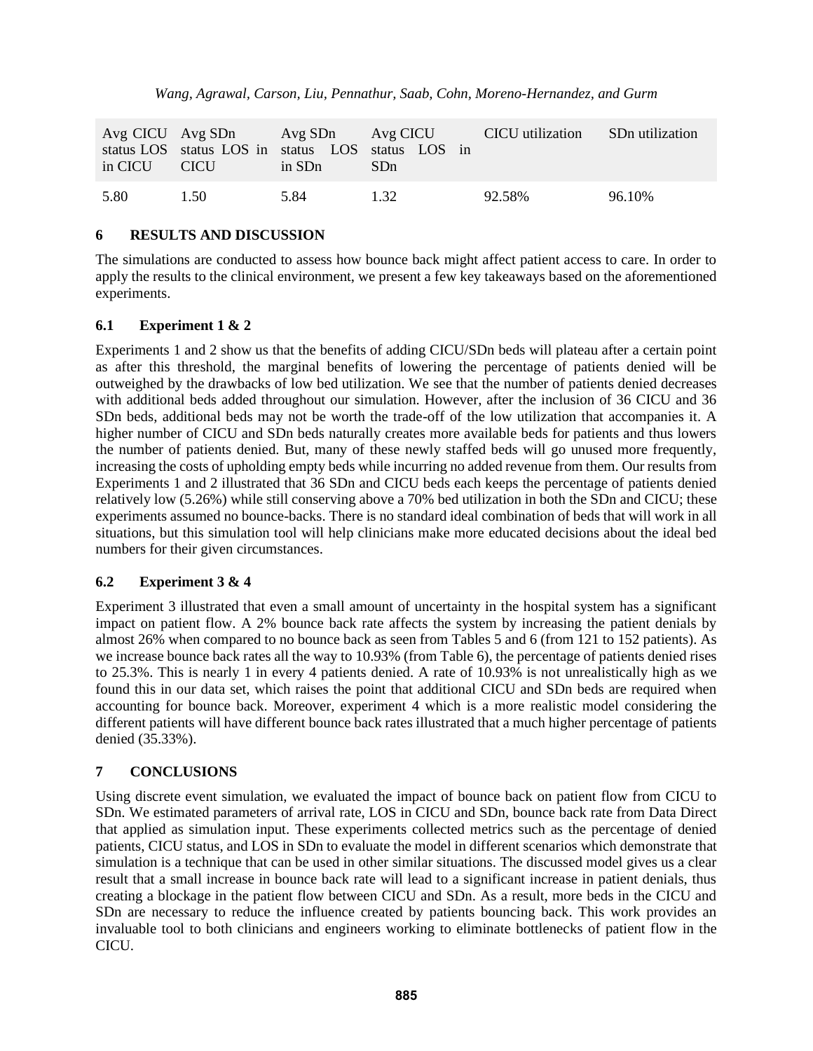| Avg CICU status LOS in CICU | Avg SDn status LOS in CICU | Avg SDn status LOS in SDn | Avg CICU status LOS in SDn | CICU utilization | SDn utilization |
|---|---|---|---|---|---|
| 5.80 | 1.50 | 5.84 | 1.32 | 92.58% | 96.10% |

## 6 RESULTS AND DISCUSSION

The simulations are conducted to assess how bounce back might affect patient access to care. In order to apply the results to the clinical environment, we present a few key takeaways based on the aforementioned experiments.

### 6.1 Experiment 1 & 2

Experiments 1 and 2 show us that the benefits of adding CICU/SDn beds will plateau after a certain point as after this threshold, the marginal benefits of lowering the percentage of patients denied will be outweighed by the drawbacks of low bed utilization. We see that the number of patients denied decreases with additional beds added throughout our simulation. However, after the inclusion of 36 CICU and 36 SDn beds, additional beds may not be worth the trade-off of the low utilization that accompanies it. A higher number of CICU and SDn beds naturally creates more available beds for patients and thus lowers the number of patients denied. But, many of these newly staffed beds will go unused more frequently, increasing the costs of upholding empty beds while incurring no added revenue from them. Our results from Experiments 1 and 2 illustrated that 36 SDn and CICU beds each keeps the percentage of patients denied relatively low (5.26%) while still conserving above a 70% bed utilization in both the SDn and CICU; these experiments assumed no bounce-backs. There is no standard ideal combination of beds that will work in all situations, but this simulation tool will help clinicians make more educated decisions about the ideal bed numbers for their given circumstances.

### 6.2 Experiment 3 & 4

Experiment 3 illustrated that even a small amount of uncertainty in the hospital system has a significant impact on patient flow. A 2% bounce back rate affects the system by increasing the patient denials by almost 26% when compared to no bounce back as seen from Tables 5 and 6 (from 121 to 152 patients). As we increase bounce back rates all the way to 10.93% (from Table 6), the percentage of patients denied rises to 25.3%. This is nearly 1 in every 4 patients denied. A rate of 10.93% is not unrealistically high as we found this in our data set, which raises the point that additional CICU and SDn beds are required when accounting for bounce back. Moreover, experiment 4 which is a more realistic model considering the different patients will have different bounce back rates illustrated that a much higher percentage of patients denied (35.33%).

## 7 CONCLUSIONS

Using discrete event simulation, we evaluated the impact of bounce back on patient flow from CICU to SDn. We estimated parameters of arrival rate, LOS in CICU and SDn, bounce back rate from Data Direct that applied as simulation input. These experiments collected metrics such as the percentage of denied patients, CICU status, and LOS in SDn to evaluate the model in different scenarios which demonstrate that simulation is a technique that can be used in other similar situations. The discussed model gives us a clear result that a small increase in bounce back rate will lead to a significant increase in patient denials, thus creating a blockage in the patient flow between CICU and SDn. As a result, more beds in the CICU and SDn are necessary to reduce the influence created by patients bouncing back. This work provides an invaluable tool to both clinicians and engineers working to eliminate bottlenecks of patient flow in the CICU.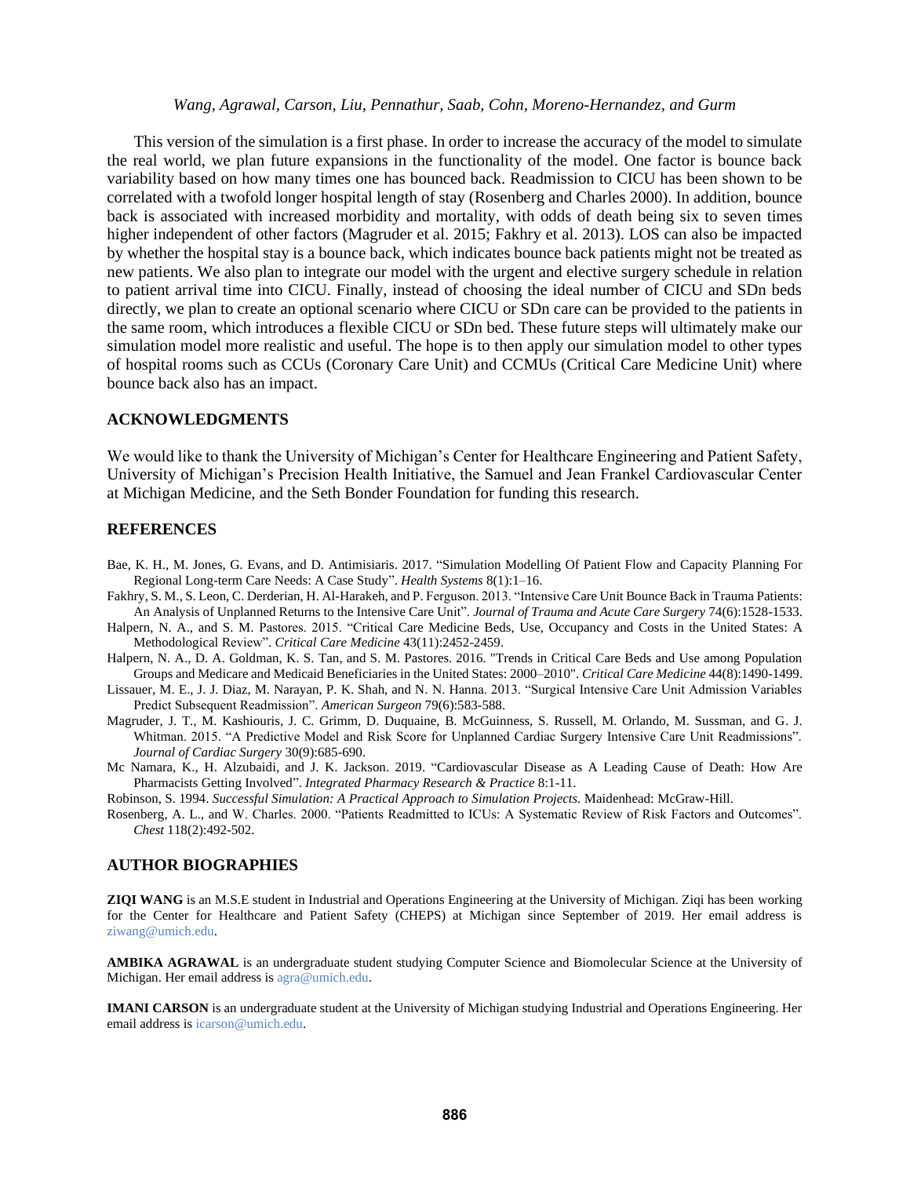This version of the simulation is a first phase. In order to increase the accuracy of the model to simulate the real world, we plan future expansions in the functionality of the model. One factor is bounce back variability based on how many times one has bounced back. Readmission to CICU has been shown to be correlated with a twofold longer hospital length of stay (Rosenberg and Charles 2000). In addition, bounce back is associated with increased morbidity and mortality, with odds of death being six to seven times higher independent of other factors (Magruder et al. 2015; Fakhry et al. 2013). LOS can also be impacted by whether the hospital stay is a bounce back, which indicates bounce back patients might not be treated as new patients. We also plan to integrate our model with the urgent and elective surgery schedule in relation to patient arrival time into CICU. Finally, instead of choosing the ideal number of CICU and SDn beds directly, we plan to create an optional scenario where CICU or SDn care can be provided to the patients in the same room, which introduces a flexible CICU or SDn bed. These future steps will ultimately make our simulation model more realistic and useful. The hope is to then apply our simulation model to other types of hospital rooms such as CCUs (Coronary Care Unit) and CCMUs (Critical Care Medicine Unit) where bounce back also has an impact.

## ACKNOWLEDGMENTS

We would like to thank the University of Michigan's Center for Healthcare Engineering and Patient Safety, University of Michigan's Precision Health Initiative, the Samuel and Jean Frankel Cardiovascular Center at Michigan Medicine, and the Seth Bonder Foundation for funding this research.

## REFERENCES

Bae, K. H., M. Jones, G. Evans, and D. Antimisiaris. 2017. "Simulation Modelling Of Patient Flow and Capacity Planning For Regional Long-term Care Needs: A Case Study". *Health Systems* 8(1):1–16.

Fakhry, S. M., S. Leon, C. Derderian, H. Al-Harakeh, and P. Ferguson. 2013. "Intensive Care Unit Bounce Back in Trauma Patients: An Analysis of Unplanned Returns to the Intensive Care Unit". *Journal of Trauma and Acute Care Surgery* 74(6):1528-1533.

Halpern, N. A., and S. M. Pastores. 2015. "Critical Care Medicine Beds, Use, Occupancy and Costs in the United States: A Methodological Review". *Critical Care Medicine* 43(11):2452-2459.

Halpern, N. A., D. A. Goldman, K. S. Tan, and S. M. Pastores. 2016. "Trends in Critical Care Beds and Use among Population Groups and Medicare and Medicaid Beneficiaries in the United States: 2000–2010". *Critical Care Medicine* 44(8):1490-1499.

Lissauer, M. E., J. J. Diaz, M. Narayan, P. K. Shah, and N. N. Hanna. 2013. "Surgical Intensive Care Unit Admission Variables Predict Subsequent Readmission". *American Surgeon* 79(6):583-588.

Magruder, J. T., M. Kashiouris, J. C. Grimm, D. Duquaine, B. McGuinness, S. Russell, M. Orlando, M. Sussman, and G. J. Whitman. 2015. "A Predictive Model and Risk Score for Unplanned Cardiac Surgery Intensive Care Unit Readmissions". *Journal of Cardiac Surgery* 30(9):685-690.

Mc Namara, K., H. Alzubaidi, and J. K. Jackson. 2019. "Cardiovascular Disease as A Leading Cause of Death: How Are Pharmacists Getting Involved". *Integrated Pharmacy Research & Practice* 8:1-11.

Robinson, S. 1994. *Successful Simulation: A Practical Approach to Simulation Projects.* Maidenhead: McGraw-Hill.

Rosenberg, A. L., and W. Charles. 2000. "Patients Readmitted to ICUs: A Systematic Review of Risk Factors and Outcomes". *Chest* 118(2):492-502.

## AUTHOR BIOGRAPHIES

**ZIQI WANG** is an M.S.E student in Industrial and Operations Engineering at the University of Michigan. Ziqi has been working for the Center for Healthcare and Patient Safety (CHEPS) at Michigan since September of 2019. Her email address is ziwang@umich.edu.

**AMBIKA AGRAWAL** is an undergraduate student studying Computer Science and Biomolecular Science at the University of Michigan. Her email address is agra@umich.edu.

**IMANI CARSON** is an undergraduate student at the University of Michigan studying Industrial and Operations Engineering. Her email address is icarson@umich.edu.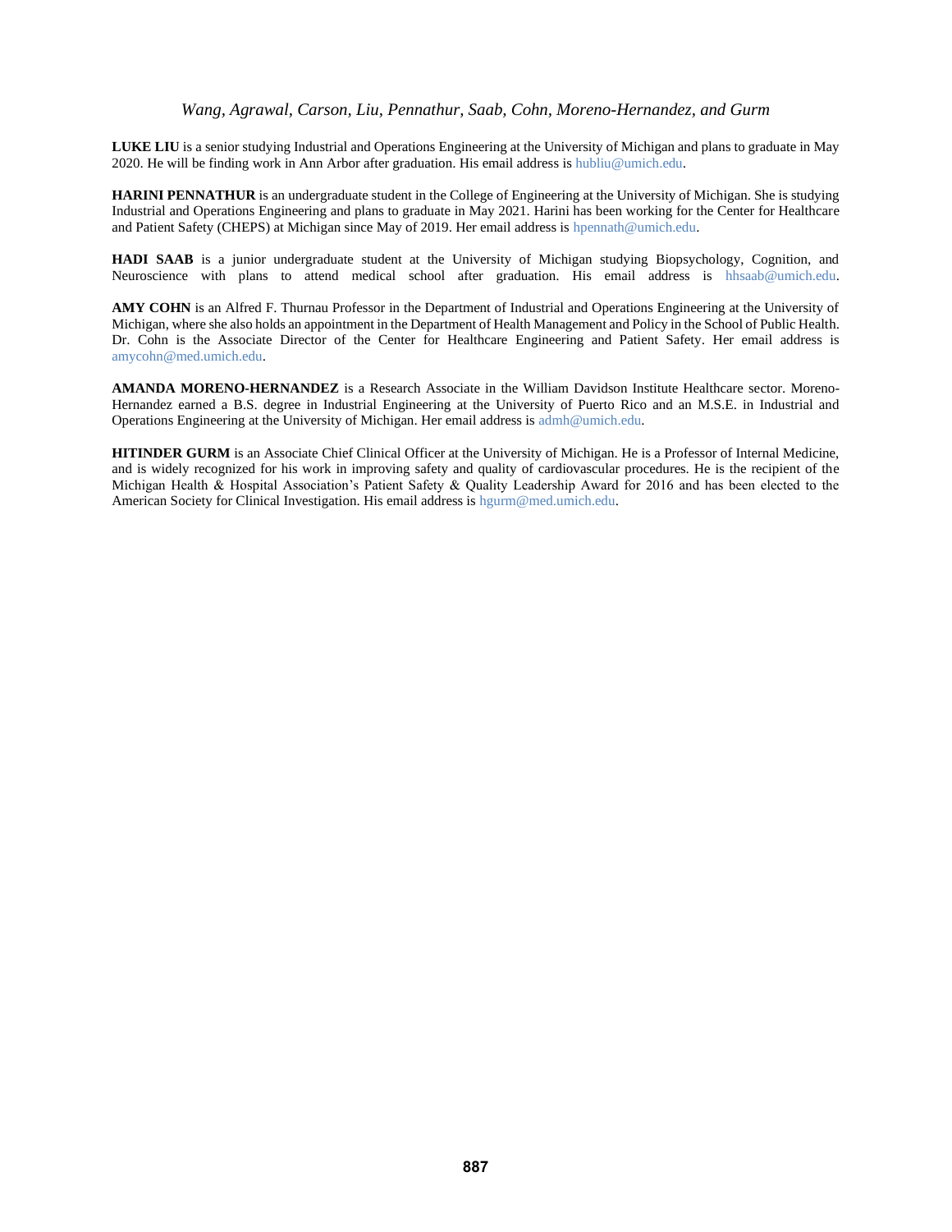**LUKE LIU** is a senior studying Industrial and Operations Engineering at the University of Michigan and plans to graduate in May 2020. He will be finding work in Ann Arbor after graduation. His email address is hubliu@umich.edu.

**HARINI PENNATHUR** is an undergraduate student in the College of Engineering at the University of Michigan. She is studying Industrial and Operations Engineering and plans to graduate in May 2021. Harini has been working for the Center for Healthcare and Patient Safety (CHEPS) at Michigan since May of 2019. Her email address is hpennath@umich.edu.

**HADI SAAB** is a junior undergraduate student at the University of Michigan studying Biopsychology, Cognition, and Neuroscience with plans to attend medical school after graduation. His email address is hhsaab@umich.edu.

**AMY COHN** is an Alfred F. Thurnau Professor in the Department of Industrial and Operations Engineering at the University of Michigan, where she also holds an appointment in the Department of Health Management and Policy in the School of Public Health. Dr. Cohn is the Associate Director of the Center for Healthcare Engineering and Patient Safety. Her email address is amycohn@med.umich.edu.

**AMANDA MORENO-HERNANDEZ** is a Research Associate in the William Davidson Institute Healthcare sector. Moreno-Hernandez earned a B.S. degree in Industrial Engineering at the University of Puerto Rico and an M.S.E. in Industrial and Operations Engineering at the University of Michigan. Her email address is admh@umich.edu.

**HITINDER GURM** is an Associate Chief Clinical Officer at the University of Michigan. He is a Professor of Internal Medicine, and is widely recognized for his work in improving safety and quality of cardiovascular procedures. He is the recipient of the Michigan Health & Hospital Association's Patient Safety & Quality Leadership Award for 2016 and has been elected to the American Society for Clinical Investigation. His email address is hgurm@med.umich.edu.